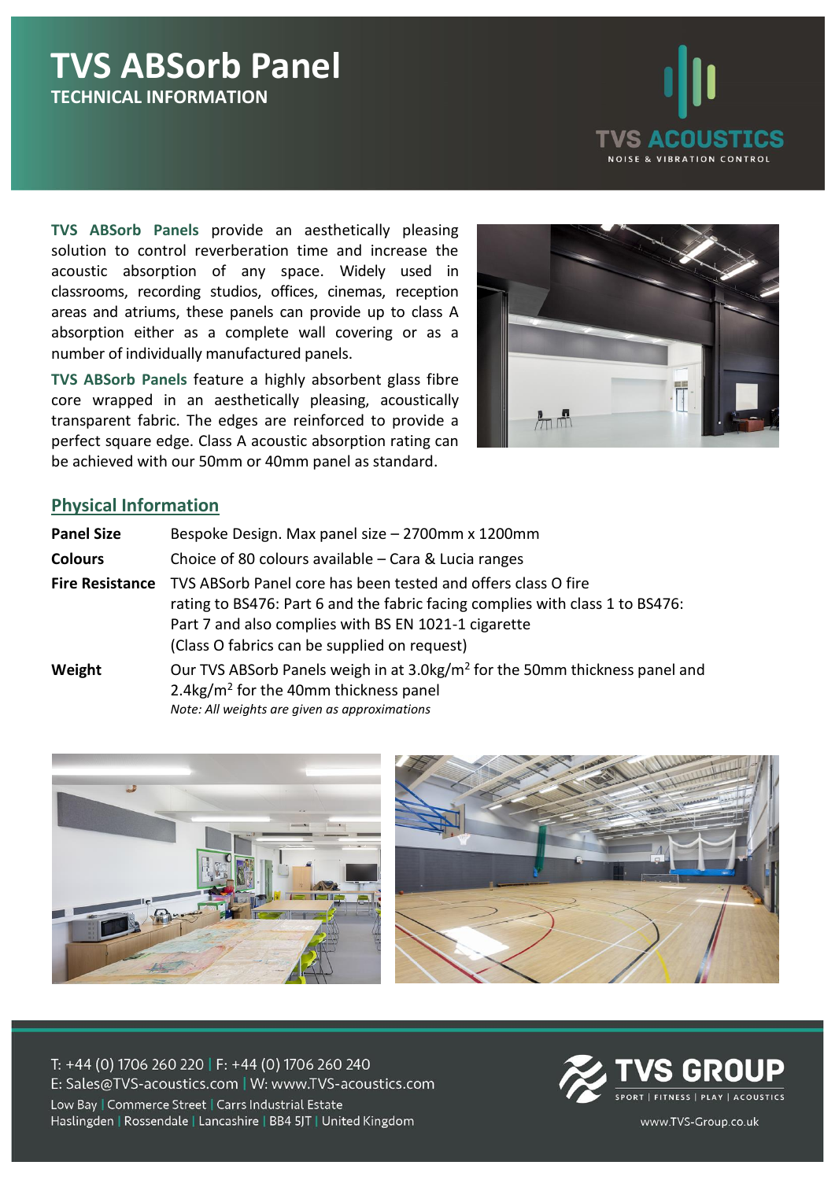# TVS ABSorb Panel

**TECHNICAL INFORMATION**

**TVS ABSorb Panels** provide an aesthetically pleasing solution to control reverberation time and increase the acoustic absorption of any space. Widely used in classrooms, recording studios, offices, cinemas, reception areas and atriums, these panels can provide up to class A absorption either as a complete wall covering or as a number of individually manufactured panels.

**TVS ABSorb Panels** feature a highly absorbent glass fibre core wrapped in an aesthetically pleasing, acoustically transparent fabric. The edges are reinforced to provide a perfect square edge. Class A acoustic absorption rating can be achieved with our 50mm or 40mm panel as standard.

## Physical Information

| | |
|---|---|
| **Panel Size** | Bespoke Design. Max panel size – 2700mm x 1200mm |
| **Colours** | Choice of 80 colours available – Cara & Lucia ranges |
| **Fire Resistance** | TVS ABSorb Panel core has been tested and offers class O fire rating to BS476: Part 6 and the fabric facing complies with class 1 to BS476: Part 7 and also complies with BS EN 1021-1 cigarette (Class O fabrics can be supplied on request) |
| **Weight** | Our TVS ABSorb Panels weigh in at 3.0kg/m$^2$ for the 50mm thickness panel and 2.4kg/m$^2$ for the 40mm thickness panel *Note: All weights are given as approximations* |

T: +44 (0) 1706 260 220 | F: +44 (0) 1706 260 240
E: Sales@TVS-acoustics.com | W: www.TVS-acoustics.com
Low Bay | Commerce Street | Carrs Industrial Estate
Haslingden | Rossendale | Lancashire | BB4 5JT | United Kingdom

www.TVS-Group.co.uk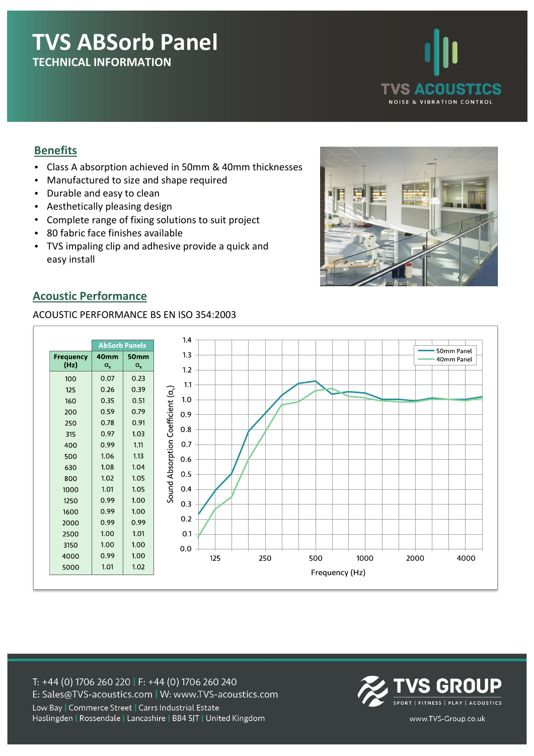# TVS ABSorb Panel

TECHNICAL INFORMATION

TVS ACOUSTICS
NOISE & VIBRATION CONTROL

## Benefits

- Class A absorption achieved in 50mm & 40mm thicknesses
- Manufactured to size and shape required
- Durable and easy to clean
- Aesthetically pleasing design
- Complete range of fixing solutions to suit project
- 80 fabric face finishes available
- TVS impaling clip and adhesive provide a quick and easy install

## Acoustic Performance

ACOUSTIC PERFORMANCE BS EN ISO 354:2003

| Frequency (Hz) | AbSorb Panels 40mm $\alpha_s$ | 50mm $\alpha_s$ |
|---|---|---|
| 100 | 0.07 | 0.23 |
| 125 | 0.26 | 0.39 |
| 160 | 0.35 | 0.51 |
| 200 | 0.59 | 0.79 |
| 250 | 0.78 | 0.91 |
| 315 | 0.97 | 1.03 |
| 400 | 0.99 | 1.11 |
| 500 | 1.06 | 1.13 |
| 630 | 1.08 | 1.04 |
| 800 | 1.02 | 1.05 |
| 1000 | 1.01 | 1.05 |
| 1250 | 0.99 | 1.00 |
| 1600 | 0.99 | 1.00 |
| 2000 | 0.99 | 0.99 |
| 2500 | 1.00 | 1.01 |
| 3150 | 1.00 | 1.00 |
| 4000 | 0.99 | 1.00 |
| 5000 | 1.01 | 1.02 |

T: +44 (0) 1706 260 220 | F: +44 (0) 1706 260 240
E: Sales@TVS-acoustics.com | W: www.TVS-acoustics.com
Low Bay | Commerce Street | Carrs Industrial Estate
Haslingden | Rossendale | Lancashire | BB4 5JT | United Kingdom

TVS GROUP
SPORT | FITNESS | PLAY | ACOUSTICS
www.TVS-Group.co.uk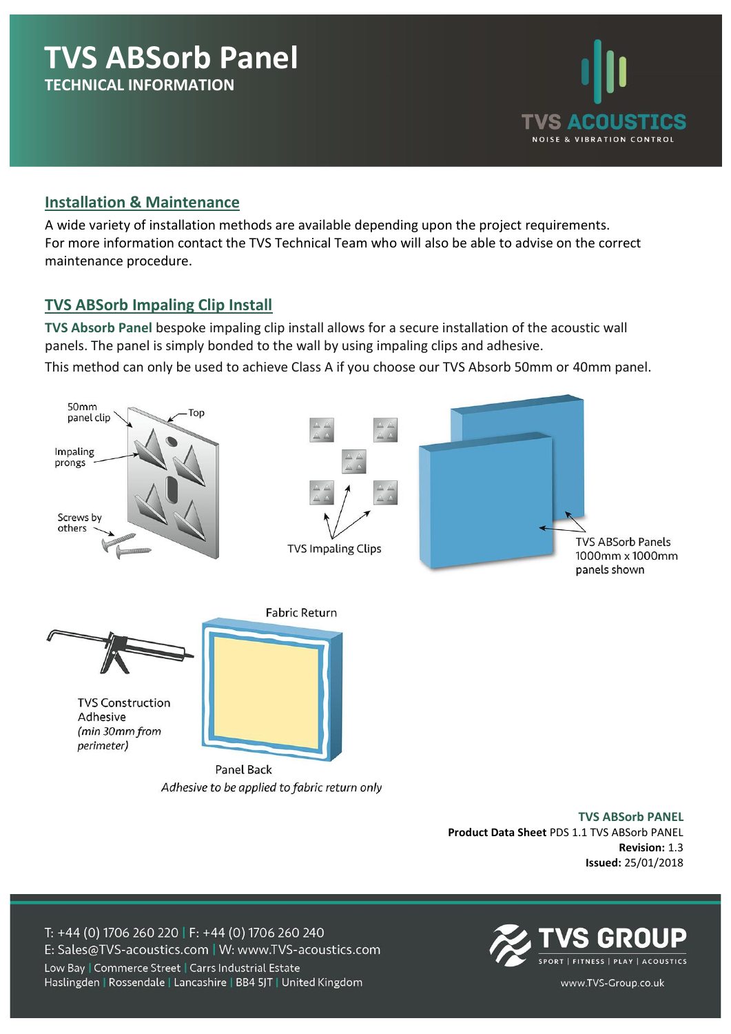## Installation & Maintenance

A wide variety of installation methods are available depending upon the project requirements.
For more information contact the TVS Technical Team who will also be able to advise on the correct maintenance procedure.

## TVS ABSorb Impaling Clip Install

**TVS Absorb Panel** bespoke impaling clip install allows for a secure installation of the acoustic wall panels. The panel is simply bonded to the wall by using impaling clips and adhesive.

This method can only be used to achieve Class A if you choose our TVS Absorb 50mm or 40mm panel.

50mm panel clip

Top

Impaling prongs

Screws by others

TVS Impaling Clips

TVS ABSorb Panels 1000mm x 1000mm panels shown

Fabric Return

TVS Construction Adhesive *(min 30mm from perimeter)*

Panel Back

*Adhesive to be applied to fabric return only*

**TVS ABSorb PANEL**
**Product Data Sheet** PDS 1.1 TVS ABSorb PANEL
**Revision:** 1.3
**Issued:** 25/01/2018

T: +44 (0) 1706 260 220 | F: +44 (0) 1706 260 240
E: Sales@TVS-acoustics.com | W: www.TVS-acoustics.com
Low Bay | Commerce Street | Carrs Industrial Estate
Haslingden | Rossendale | Lancashire | BB4 5JT | United Kingdom

www.TVS-Group.co.uk